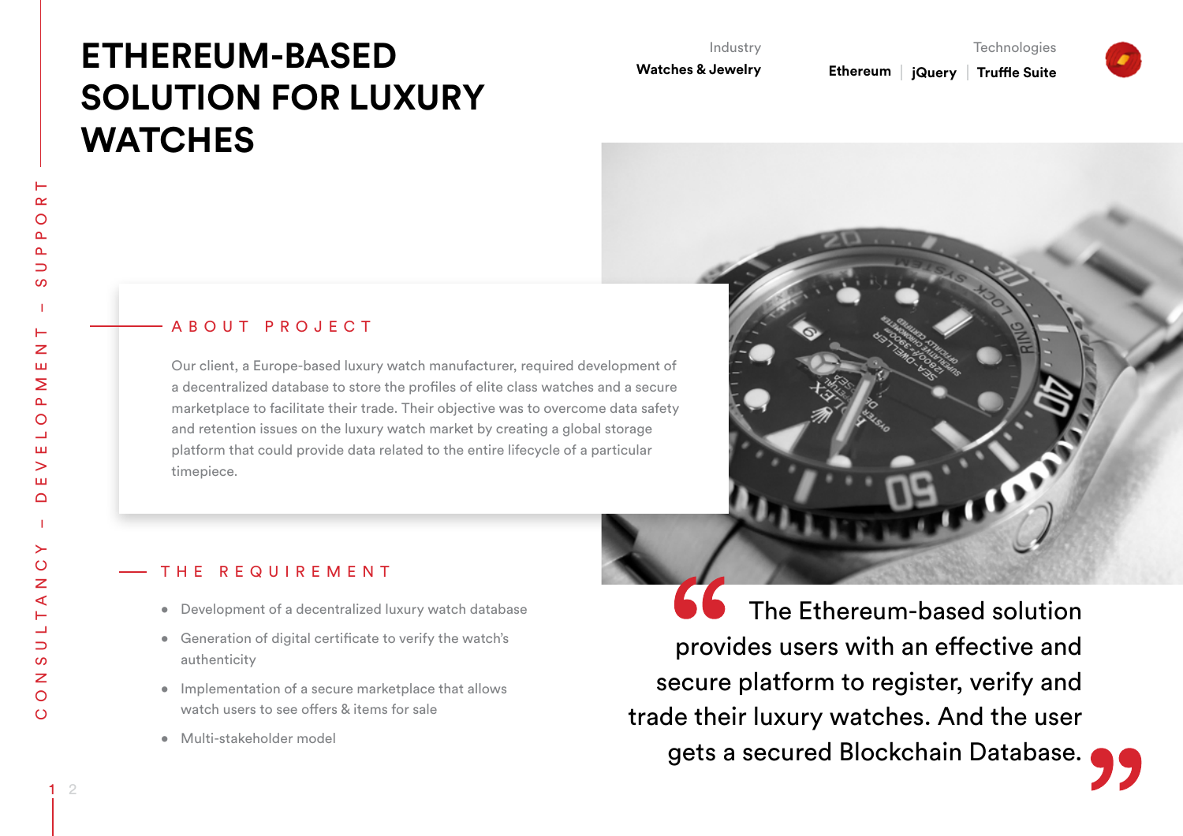# ETHEREUM-BASED SOLUTION FOR LUXURY WATCHES

Industry
**Watches & Jewelry**

Technologies
**Ethereum | jQuery | Truffle Suite**

CONSULTANCY – DEVELOPMENT – SUPPORT

## ABOUT PROJECT

Our client, a Europe-based luxury watch manufacturer, required development of a decentralized database to store the profiles of elite class watches and a secure marketplace to facilitate their trade. Their objective was to overcome data safety and retention issues on the luxury watch market by creating a global storage platform that could provide data related to the entire lifecycle of a particular timepiece.

## THE REQUIREMENT

- Development of a decentralized luxury watch database
- Generation of digital certificate to verify the watch's authenticity
- Implementation of a secure marketplace that allows watch users to see offers & items for sale
- Multi-stakeholder model

> "The Ethereum-based solution provides users with an effective and secure platform to register, verify and trade their luxury watches. And the user gets a secured Blockchain Database."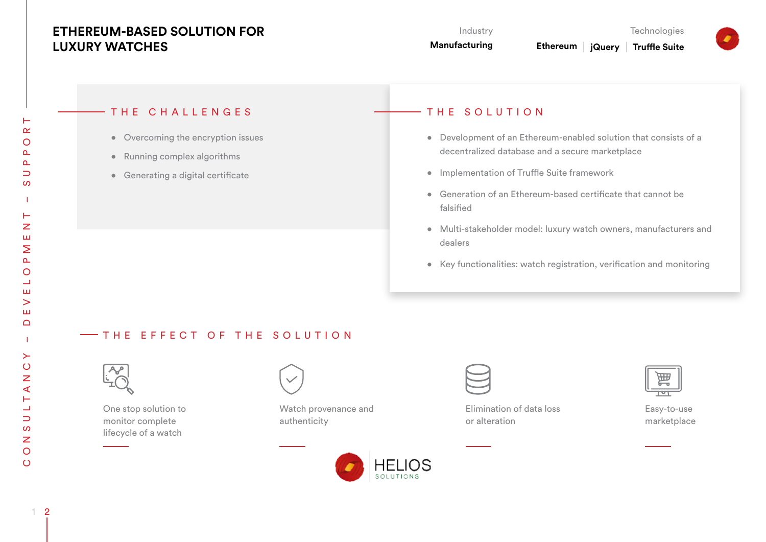# ETHEREUM-BASED SOLUTION FOR LUXURY WATCHES

Industry
**Manufacturing**

Technologies
**Ethereum | jQuery | Truffle Suite**

## THE CHALLENGES

- Overcoming the encryption issues
- Running complex algorithms
- Generating a digital certificate

## THE SOLUTION

- Development of an Ethereum-enabled solution that consists of a decentralized database and a secure marketplace
- Implementation of Truffle Suite framework
- Generation of an Ethereum-based certificate that cannot be falsified
- Multi-stakeholder model: luxury watch owners, manufacturers and dealers
- Key functionalities: watch registration, verification and monitoring

## THE EFFECT OF THE SOLUTION

One stop solution to monitor complete lifecycle of a watch

Watch provenance and authenticity

Elimination of data loss or alteration

Easy-to-use marketplace

HELIOS SOLUTIONS

CONSULTANCY – DEVELOPMENT – SUPPORT